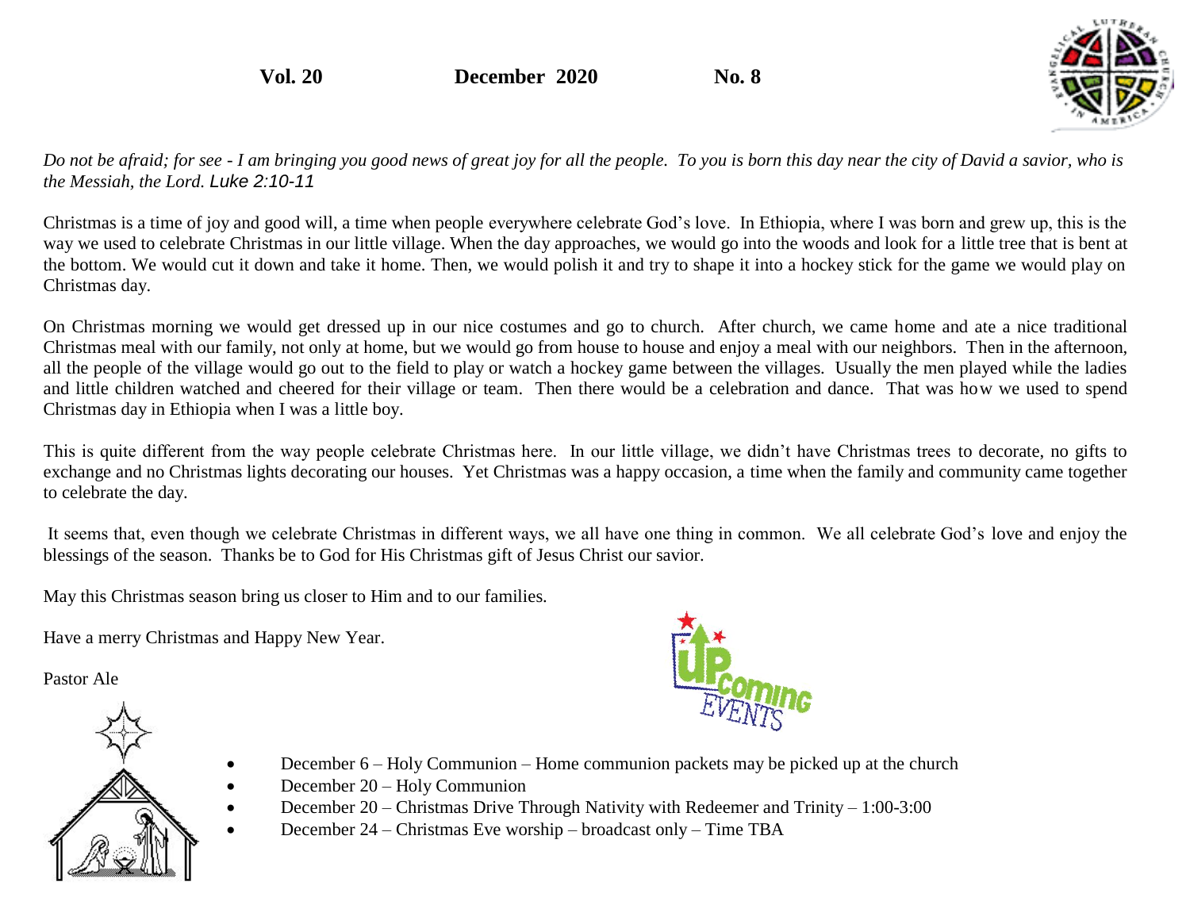**Vol. 20 December 2020 No. 8**

*Do not be afraid; for see - I am bringing you good news of great joy for all the people. To you is born this day near the city of David a savior, who is the Messiah, the Lord.* *Luke 2:10-11*

Christmas is a time of joy and good will, a time when people everywhere celebrate God's love. In Ethiopia, where I was born and grew up, this is the way we used to celebrate Christmas in our little village. When the day approaches, we would go into the woods and look for a little tree that is bent at the bottom. We would cut it down and take it home. Then, we would polish it and try to shape it into a hockey stick for the game we would play on Christmas day.

On Christmas morning we would get dressed up in our nice costumes and go to church. After church, we came home and ate a nice traditional Christmas meal with our family, not only at home, but we would go from house to house and enjoy a meal with our neighbors. Then in the afternoon, all the people of the village would go out to the field to play or watch a hockey game between the villages. Usually the men played while the ladies and little children watched and cheered for their village or team. Then there would be a celebration and dance. That was how we used to spend Christmas day in Ethiopia when I was a little boy.

This is quite different from the way people celebrate Christmas here. In our little village, we didn't have Christmas trees to decorate, no gifts to exchange and no Christmas lights decorating our houses. Yet Christmas was a happy occasion, a time when the family and community came together to celebrate the day.

It seems that, even though we celebrate Christmas in different ways, we all have one thing in common. We all celebrate God's love and enjoy the blessings of the season. Thanks be to God for His Christmas gift of Jesus Christ our savior.

May this Christmas season bring us closer to Him and to our families.

Have a merry Christmas and Happy New Year.

Pastor Ale

## Upcoming Events

- December 6 – Holy Communion – Home communion packets may be picked up at the church
- December 20 – Holy Communion
- December 20 – Christmas Drive Through Nativity with Redeemer and Trinity – 1:00-3:00
- December 24 – Christmas Eve worship – broadcast only – Time TBA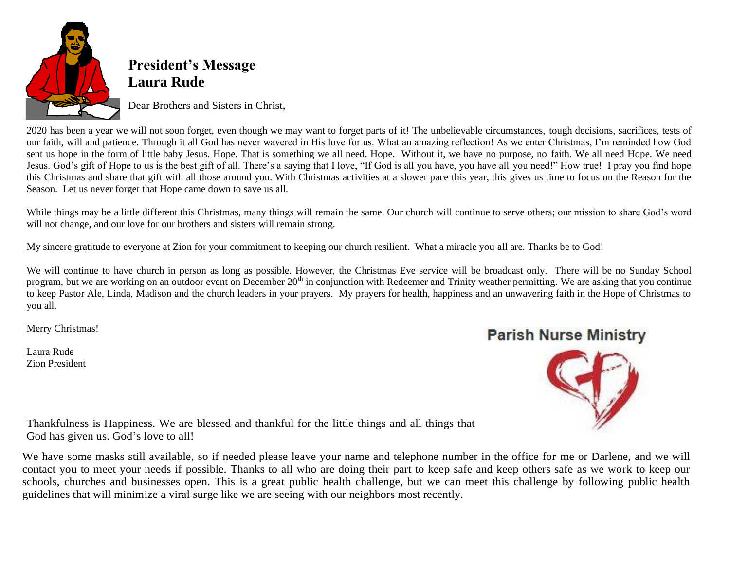## President's Message
## Laura Rude

Dear Brothers and Sisters in Christ,

2020 has been a year we will not soon forget, even though we may want to forget parts of it! The unbelievable circumstances, tough decisions, sacrifices, tests of our faith, will and patience. Through it all God has never wavered in His love for us. What an amazing reflection! As we enter Christmas, I'm reminded how God sent us hope in the form of little baby Jesus. Hope. That is something we all need. Hope. Without it, we have no purpose, no faith. We all need Hope. We need Jesus. God's gift of Hope to us is the best gift of all. There's a saying that I love, "If God is all you have, you have all you need!" How true! I pray you find hope this Christmas and share that gift with all those around you. With Christmas activities at a slower pace this year, this gives us time to focus on the Reason for the Season. Let us never forget that Hope came down to save us all.

While things may be a little different this Christmas, many things will remain the same. Our church will continue to serve others; our mission to share God's word will not change, and our love for our brothers and sisters will remain strong.

My sincere gratitude to everyone at Zion for your commitment to keeping our church resilient. What a miracle you all are. Thanks be to God!

We will continue to have church in person as long as possible. However, the Christmas Eve service will be broadcast only. There will be no Sunday School program, but we are working on an outdoor event on December 20th in conjunction with Redeemer and Trinity weather permitting. We are asking that you continue to keep Pastor Ale, Linda, Madison and the church leaders in your prayers. My prayers for health, happiness and an unwavering faith in the Hope of Christmas to you all.

Merry Christmas!

Laura Rude
Zion President

## Parish Nurse Ministry

Thankfulness is Happiness. We are blessed and thankful for the little things and all things that God has given us. God's love to all!

We have some masks still available, so if needed please leave your name and telephone number in the office for me or Darlene, and we will contact you to meet your needs if possible. Thanks to all who are doing their part to keep safe and keep others safe as we work to keep our schools, churches and businesses open. This is a great public health challenge, but we can meet this challenge by following public health guidelines that will minimize a viral surge like we are seeing with our neighbors most recently.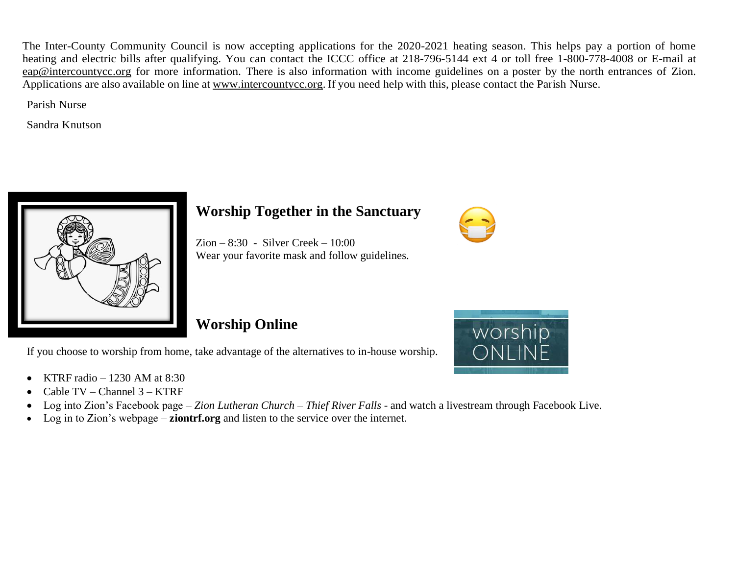The Inter-County Community Council is now accepting applications for the 2020-2021 heating season. This helps pay a portion of home heating and electric bills after qualifying. You can contact the ICCC office at 218-796-5144 ext 4 or toll free 1-800-778-4008 or E-mail at eap@intercountycc.org for more information. There is also information with income guidelines on a poster by the north entrances of Zion. Applications are also available on line at www.intercountycc.org. If you need help with this, please contact the Parish Nurse.

Parish Nurse

Sandra Knutson

## Worship Together in the Sanctuary

Zion – 8:30 - Silver Creek – 10:00
Wear your favorite mask and follow guidelines.

## Worship Online

If you choose to worship from home, take advantage of the alternatives to in-house worship.

- KTRF radio – 1230 AM at 8:30
- Cable TV – Channel 3 – KTRF
- Log into Zion's Facebook page – *Zion Lutheran Church – Thief River Falls* - and watch a livestream through Facebook Live.
- Log in to Zion's webpage – **ziontrf.org** and listen to the service over the internet.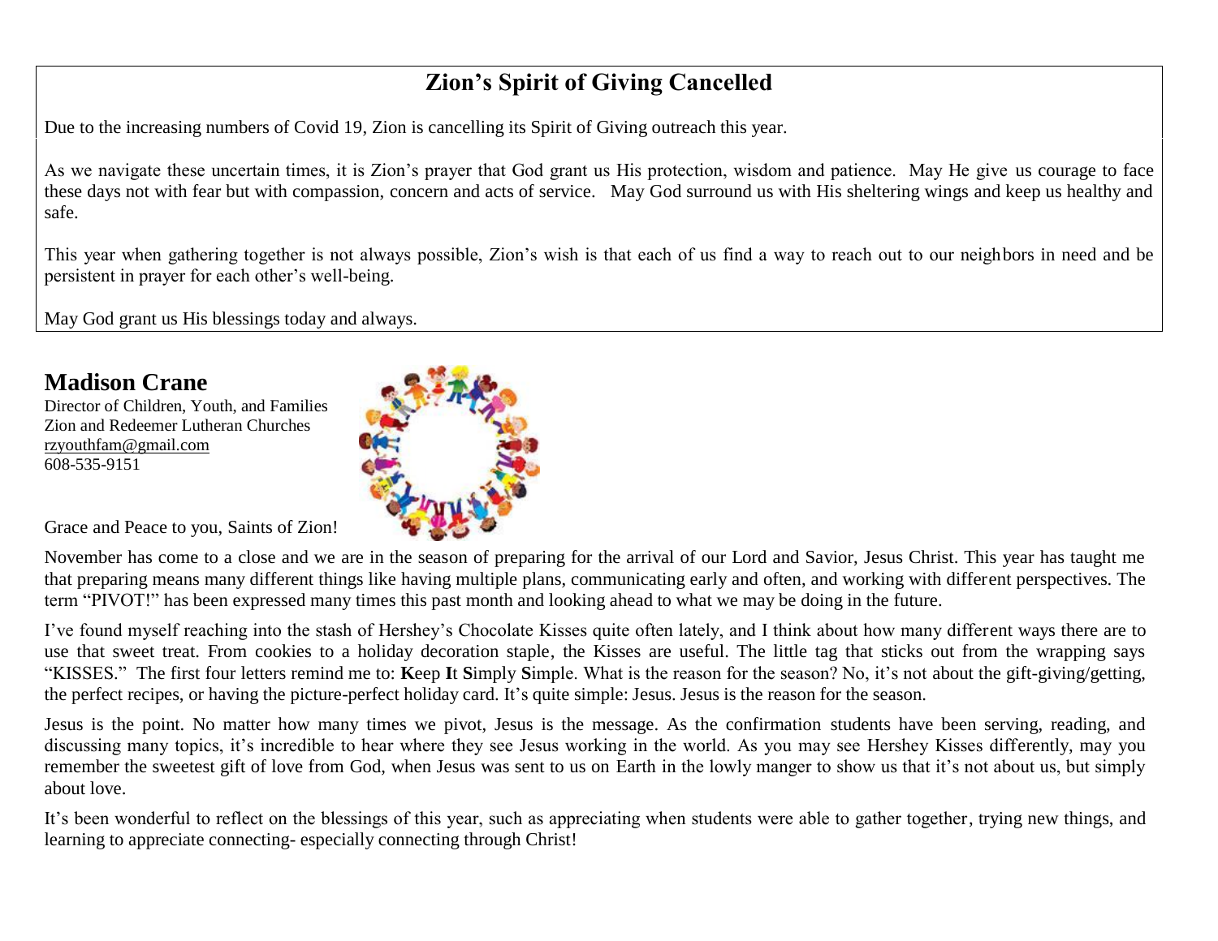## Zion's Spirit of Giving Cancelled

Due to the increasing numbers of Covid 19, Zion is cancelling its Spirit of Giving outreach this year.

As we navigate these uncertain times, it is Zion's prayer that God grant us His protection, wisdom and patience. May He give us courage to face these days not with fear but with compassion, concern and acts of service. May God surround us with His sheltering wings and keep us healthy and safe.

This year when gathering together is not always possible, Zion's wish is that each of us find a way to reach out to our neighbors in need and be persistent in prayer for each other's well-being.

May God grant us His blessings today and always.

## Madison Crane

Director of Children, Youth, and Families
Zion and Redeemer Lutheran Churches
rzyouthfam@gmail.com
608-535-9151

Grace and Peace to you, Saints of Zion!

November has come to a close and we are in the season of preparing for the arrival of our Lord and Savior, Jesus Christ. This year has taught me that preparing means many different things like having multiple plans, communicating early and often, and working with different perspectives. The term "PIVOT!" has been expressed many times this past month and looking ahead to what we may be doing in the future.

I've found myself reaching into the stash of Hershey's Chocolate Kisses quite often lately, and I think about how many different ways there are to use that sweet treat. From cookies to a holiday decoration staple, the Kisses are useful. The little tag that sticks out from the wrapping says "KISSES." The first four letters remind me to: **K**eep **I**t **S**imply **S**imple. What is the reason for the season? No, it's not about the gift-giving/getting, the perfect recipes, or having the picture-perfect holiday card. It's quite simple: Jesus. Jesus is the reason for the season.

Jesus is the point. No matter how many times we pivot, Jesus is the message. As the confirmation students have been serving, reading, and discussing many topics, it's incredible to hear where they see Jesus working in the world. As you may see Hershey Kisses differently, may you remember the sweetest gift of love from God, when Jesus was sent to us on Earth in the lowly manger to show us that it's not about us, but simply about love.

It's been wonderful to reflect on the blessings of this year, such as appreciating when students were able to gather together, trying new things, and learning to appreciate connecting- especially connecting through Christ!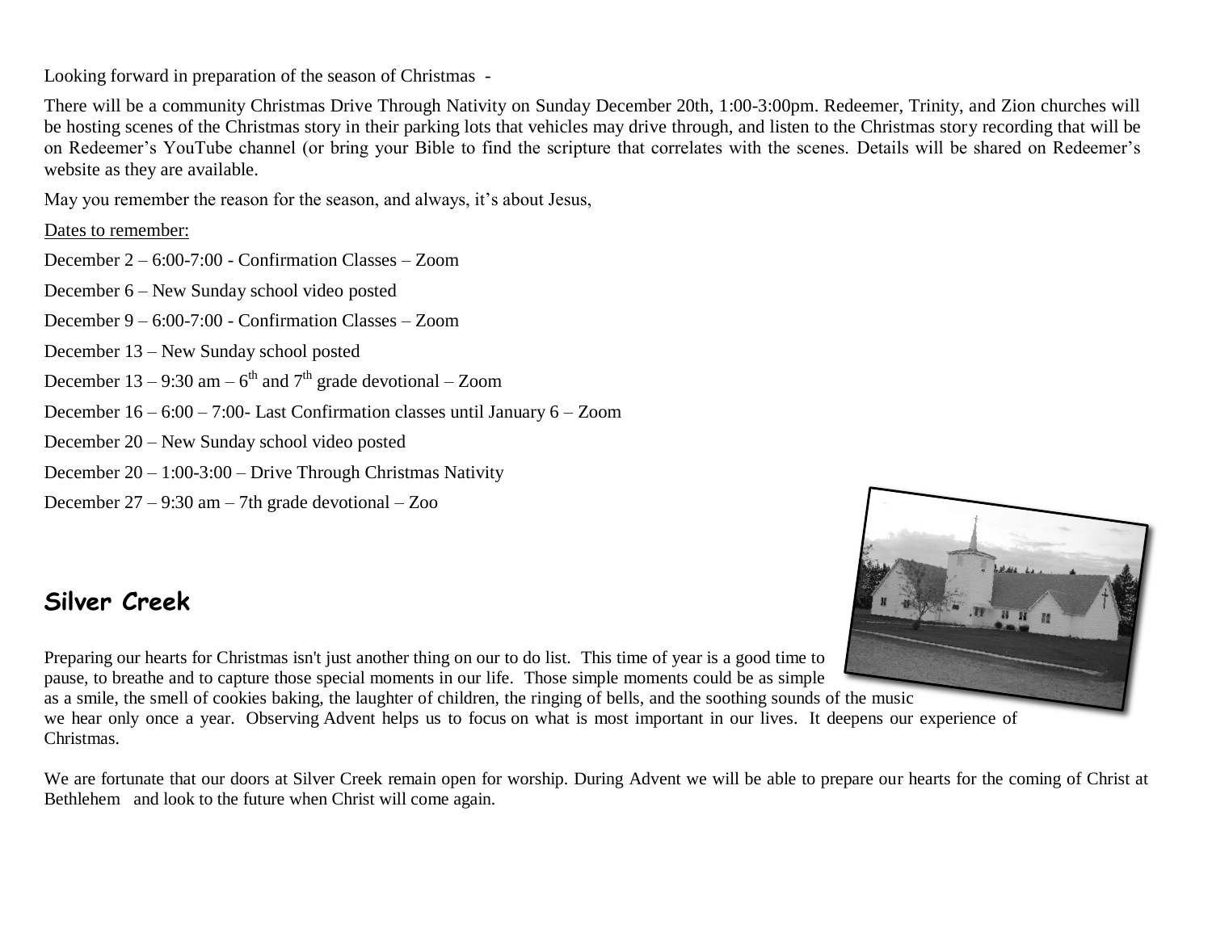Looking forward in preparation of the season of Christmas -

There will be a community Christmas Drive Through Nativity on Sunday December 20th, 1:00-3:00pm. Redeemer, Trinity, and Zion churches will be hosting scenes of the Christmas story in their parking lots that vehicles may drive through, and listen to the Christmas story recording that will be on Redeemer's YouTube channel (or bring your Bible to find the scripture that correlates with the scenes. Details will be shared on Redeemer's website as they are available.

May you remember the reason for the season, and always, it's about Jesus,

Dates to remember:

December 2 – 6:00-7:00 - Confirmation Classes – Zoom

December 6 – New Sunday school video posted

December 9 – 6:00-7:00 - Confirmation Classes – Zoom

December 13 – New Sunday school posted

December 13 – 9:30 am – 6th and 7th grade devotional – Zoom

December 16 – 6:00 – 7:00- Last Confirmation classes until January 6 – Zoom

December 20 – New Sunday school video posted

December 20 – 1:00-3:00 – Drive Through Christmas Nativity

December 27 – 9:30 am – 7th grade devotional – Zoo

## Silver Creek

Preparing our hearts for Christmas isn't just another thing on our to do list. This time of year is a good time to pause, to breathe and to capture those special moments in our life. Those simple moments could be as simple as a smile, the smell of cookies baking, the laughter of children, the ringing of bells, and the soothing sounds of the music we hear only once a year. Observing Advent helps us to focus on what is most important in our lives. It deepens our experience of Christmas.

We are fortunate that our doors at Silver Creek remain open for worship. During Advent we will be able to prepare our hearts for the coming of Christ at Bethlehem and look to the future when Christ will come again.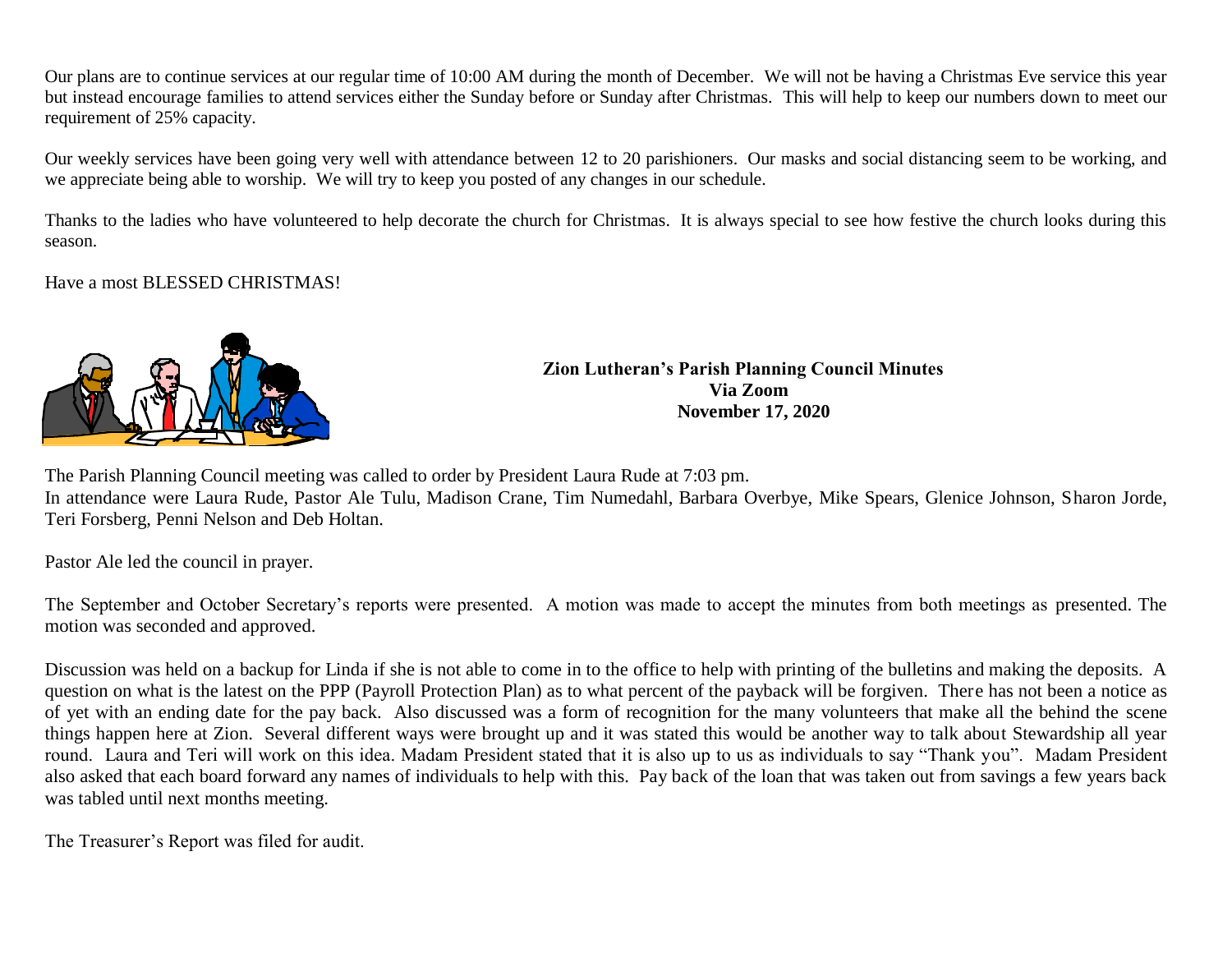Our plans are to continue services at our regular time of 10:00 AM during the month of December. We will not be having a Christmas Eve service this year but instead encourage families to attend services either the Sunday before or Sunday after Christmas. This will help to keep our numbers down to meet our requirement of 25% capacity.

Our weekly services have been going very well with attendance between 12 to 20 parishioners. Our masks and social distancing seem to be working, and we appreciate being able to worship. We will try to keep you posted of any changes in our schedule.

Thanks to the ladies who have volunteered to help decorate the church for Christmas. It is always special to see how festive the church looks during this season.

Have a most BLESSED CHRISTMAS!

**Zion Lutheran's Parish Planning Council Minutes**
**Via Zoom**
**November 17, 2020**

The Parish Planning Council meeting was called to order by President Laura Rude at 7:03 pm.
In attendance were Laura Rude, Pastor Ale Tulu, Madison Crane, Tim Numedahl, Barbara Overbye, Mike Spears, Glenice Johnson, Sharon Jorde, Teri Forsberg, Penni Nelson and Deb Holtan.

Pastor Ale led the council in prayer.

The September and October Secretary's reports were presented. A motion was made to accept the minutes from both meetings as presented. The motion was seconded and approved.

Discussion was held on a backup for Linda if she is not able to come in to the office to help with printing of the bulletins and making the deposits. A question on what is the latest on the PPP (Payroll Protection Plan) as to what percent of the payback will be forgiven. There has not been a notice as of yet with an ending date for the pay back. Also discussed was a form of recognition for the many volunteers that make all the behind the scene things happen here at Zion. Several different ways were brought up and it was stated this would be another way to talk about Stewardship all year round. Laura and Teri will work on this idea. Madam President stated that it is also up to us as individuals to say "Thank you". Madam President also asked that each board forward any names of individuals to help with this. Pay back of the loan that was taken out from savings a few years back was tabled until next months meeting.

The Treasurer's Report was filed for audit.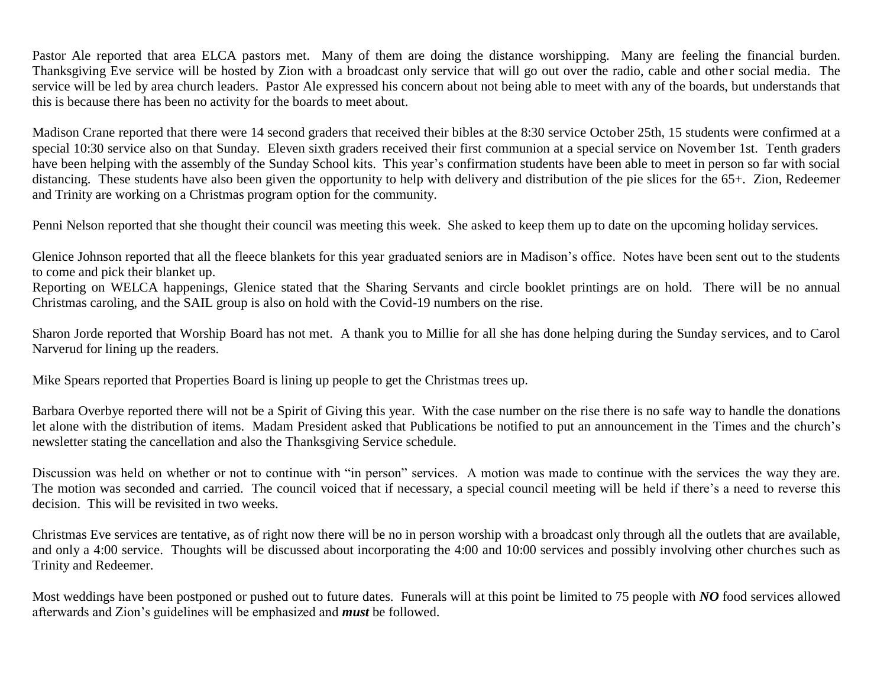Pastor Ale reported that area ELCA pastors met. Many of them are doing the distance worshipping. Many are feeling the financial burden. Thanksgiving Eve service will be hosted by Zion with a broadcast only service that will go out over the radio, cable and other social media. The service will be led by area church leaders. Pastor Ale expressed his concern about not being able to meet with any of the boards, but understands that this is because there has been no activity for the boards to meet about.

Madison Crane reported that there were 14 second graders that received their bibles at the 8:30 service October 25th, 15 students were confirmed at a special 10:30 service also on that Sunday. Eleven sixth graders received their first communion at a special service on November 1st. Tenth graders have been helping with the assembly of the Sunday School kits. This year's confirmation students have been able to meet in person so far with social distancing. These students have also been given the opportunity to help with delivery and distribution of the pie slices for the 65+. Zion, Redeemer and Trinity are working on a Christmas program option for the community.

Penni Nelson reported that she thought their council was meeting this week. She asked to keep them up to date on the upcoming holiday services.

Glenice Johnson reported that all the fleece blankets for this year graduated seniors are in Madison's office. Notes have been sent out to the students to come and pick their blanket up.
Reporting on WELCA happenings, Glenice stated that the Sharing Servants and circle booklet printings are on hold. There will be no annual Christmas caroling, and the SAIL group is also on hold with the Covid-19 numbers on the rise.

Sharon Jorde reported that Worship Board has not met. A thank you to Millie for all she has done helping during the Sunday services, and to Carol Narverud for lining up the readers.

Mike Spears reported that Properties Board is lining up people to get the Christmas trees up.

Barbara Overbye reported there will not be a Spirit of Giving this year. With the case number on the rise there is no safe way to handle the donations let alone with the distribution of items. Madam President asked that Publications be notified to put an announcement in the Times and the church's newsletter stating the cancellation and also the Thanksgiving Service schedule.

Discussion was held on whether or not to continue with "in person" services. A motion was made to continue with the services the way they are. The motion was seconded and carried. The council voiced that if necessary, a special council meeting will be held if there's a need to reverse this decision. This will be revisited in two weeks.

Christmas Eve services are tentative, as of right now there will be no in person worship with a broadcast only through all the outlets that are available, and only a 4:00 service. Thoughts will be discussed about incorporating the 4:00 and 10:00 services and possibly involving other churches such as Trinity and Redeemer.

Most weddings have been postponed or pushed out to future dates. Funerals will at this point be limited to 75 people with ***NO*** food services allowed afterwards and Zion's guidelines will be emphasized and ***must*** be followed.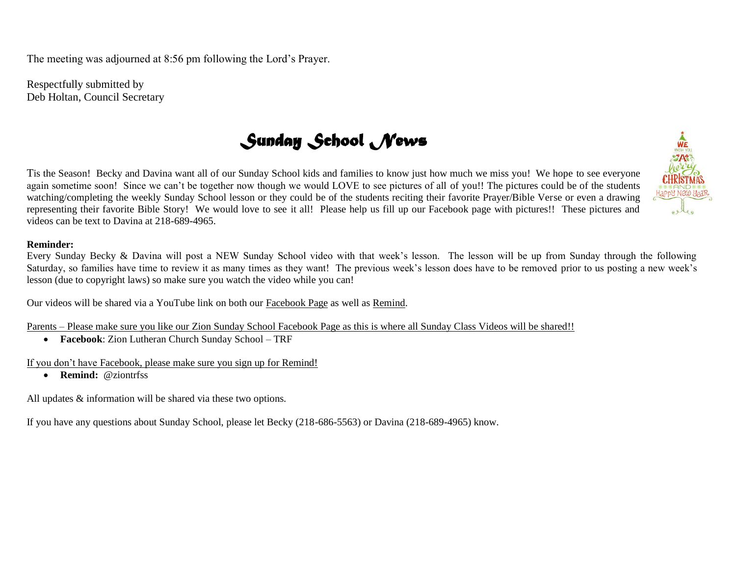The meeting was adjourned at 8:56 pm following the Lord's Prayer.

Respectfully submitted by
Deb Holtan, Council Secretary

# *Sunday School News*

Tis the Season! Becky and Davina want all of our Sunday School kids and families to know just how much we miss you! We hope to see everyone again sometime soon! Since we can't be together now though we would LOVE to see pictures of all of you!! The pictures could be of the students watching/completing the weekly Sunday School lesson or they could be of the students reciting their favorite Prayer/Bible Verse or even a drawing representing their favorite Bible Story! We would love to see it all! Please help us fill up our Facebook page with pictures!! These pictures and videos can be text to Davina at 218-689-4965.

**Reminder:**
Every Sunday Becky & Davina will post a NEW Sunday School video with that week's lesson. The lesson will be up from Sunday through the following Saturday, so families have time to review it as many times as they want! The previous week's lesson does have to be removed prior to us posting a new week's lesson (due to copyright laws) so make sure you watch the video while you can!

Our videos will be shared via a YouTube link on both our Facebook Page as well as Remind.

Parents – Please make sure you like our Zion Sunday School Facebook Page as this is where all Sunday Class Videos will be shared!!

- **Facebook**: Zion Lutheran Church Sunday School – TRF

If you don't have Facebook, please make sure you sign up for Remind!

- **Remind:** @ziontrfss

All updates & information will be shared via these two options.

If you have any questions about Sunday School, please let Becky (218-686-5563) or Davina (218-689-4965) know.